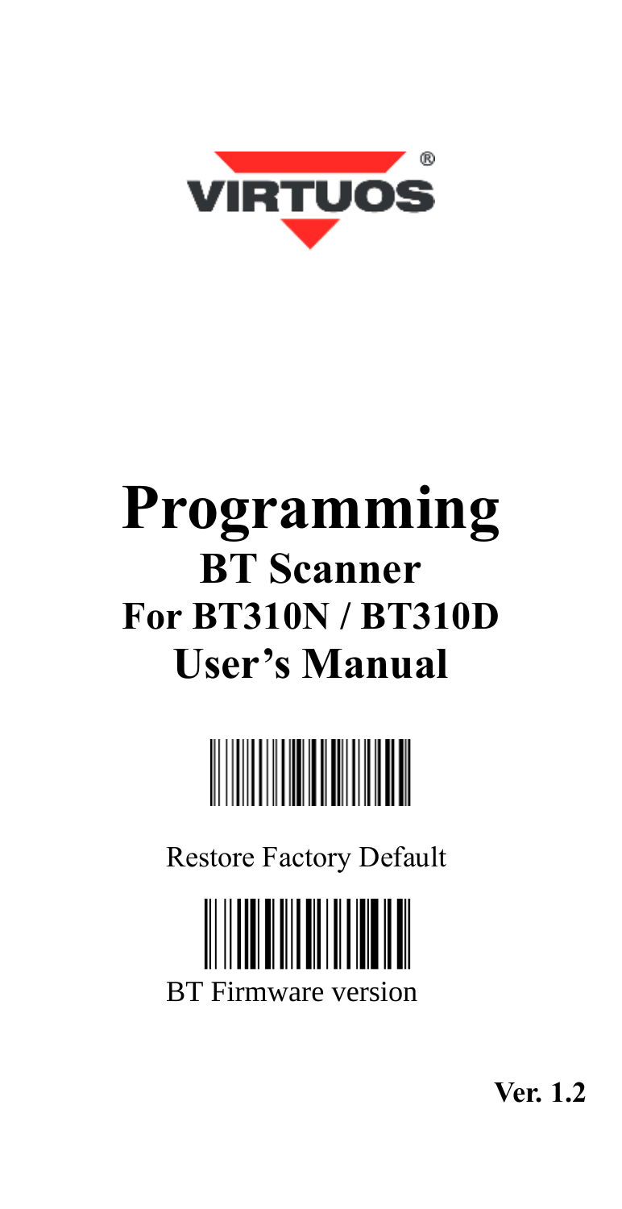VIRTUOS®

# Programming

## BT Scanner
## For BT310N / BT310D
## User's Manual

Restore Factory Default

BT Firmware version

**Ver. 1.2**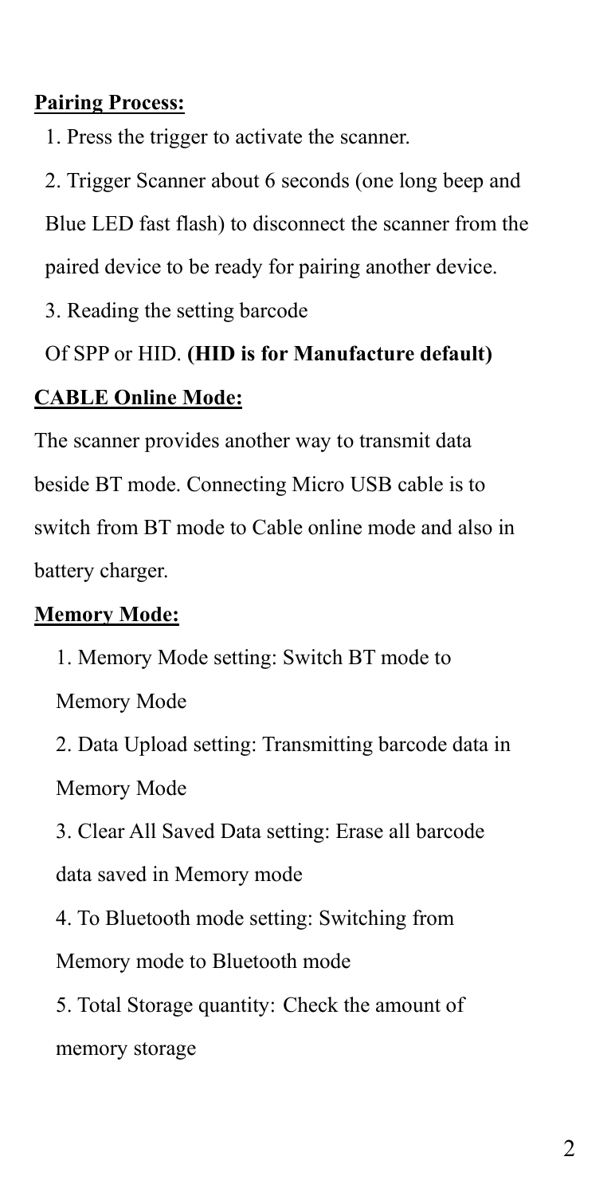**Pairing Process:**

1. Press the trigger to activate the scanner.
2. Trigger Scanner about 6 seconds (one long beep and Blue LED fast flash) to disconnect the scanner from the paired device to be ready for pairing another device.
3. Reading the setting barcode Of SPP or HID. **(HID is for Manufacture default)**

**CABLE Online Mode:**

The scanner provides another way to transmit data beside BT mode. Connecting Micro USB cable is to switch from BT mode to Cable online mode and also in battery charger.

**Memory Mode:**

1. Memory Mode setting: Switch BT mode to Memory Mode
2. Data Upload setting: Transmitting barcode data in Memory Mode
3. Clear All Saved Data setting: Erase all barcode data saved in Memory mode
4. To Bluetooth mode setting: Switching from Memory mode to Bluetooth mode
5. Total Storage quantity: Check the amount of memory storage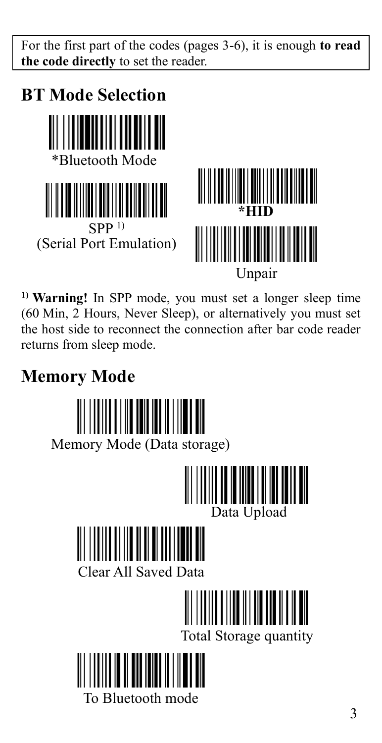For the first part of the codes (pages 3-6), it is enough **to read the code directly** to set the reader.

## BT Mode Selection

*Bluetooth Mode

SPP [1] (Serial Port Emulation)

***HID**

Unpair

[1] **Warning!** In SPP mode, you must set a longer sleep time (60 Min, 2 Hours, Never Sleep), or alternatively you must set the host side to reconnect the connection after bar code reader returns from sleep mode.

## Memory Mode

Memory Mode (Data storage)

Data Upload

Clear All Saved Data

Total Storage quantity

To Bluetooth mode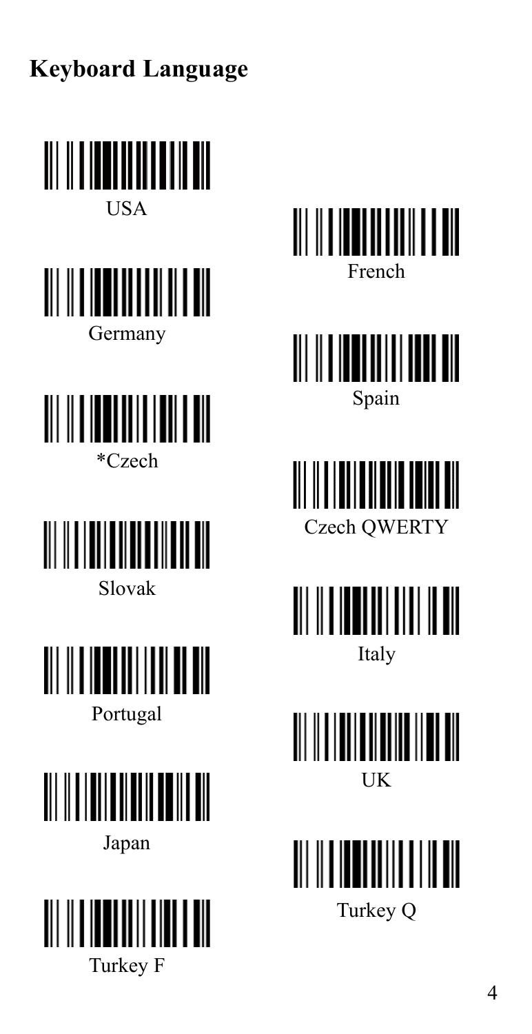# Keyboard Language

USA

French

Germany

Spain

*Czech

Czech QWERTY

Slovak

Italy

Portugal

UK

Japan

Turkey Q

Turkey F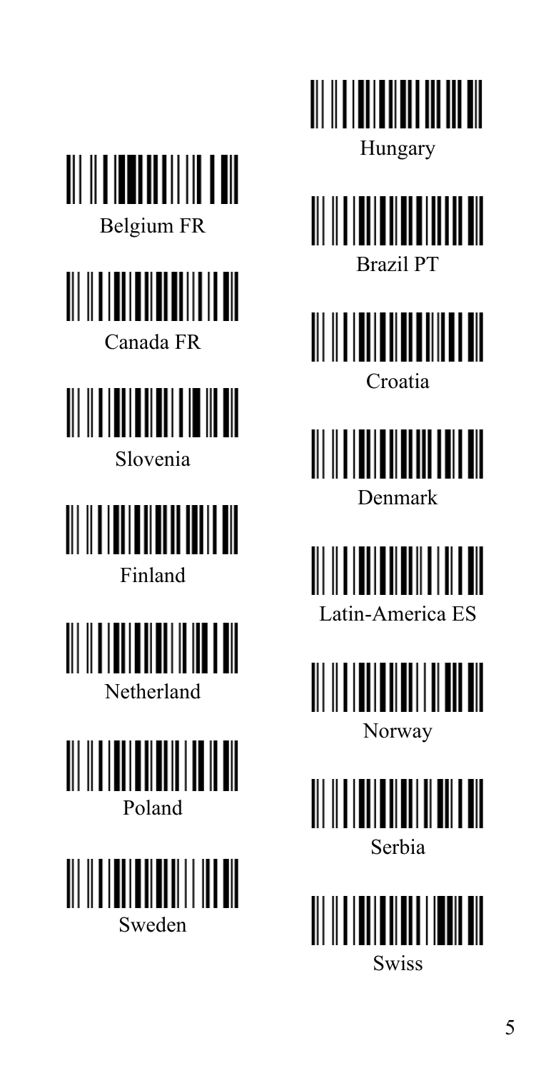Belgium FR

Canada FR

Slovenia

Finland

Netherland

Poland

Sweden

Hungary

Brazil PT

Croatia

Denmark

Latin-America ES

Norway

Serbia

Swiss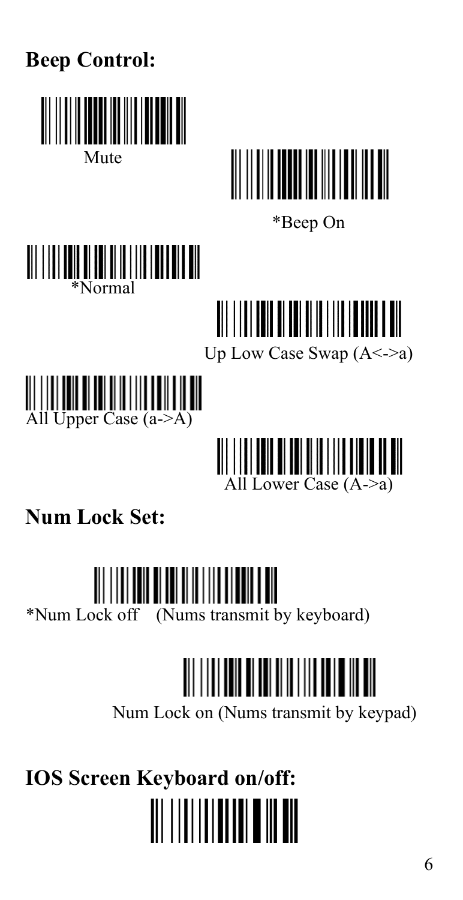**Beep Control:**

Mute

*Beep On

*Normal

Up Low Case Swap (A<->a)

All Upper Case (a->A)

All Lower Case (A->a)

**Num Lock Set:**

*Num Lock off (Nums transmit by keyboard)

Num Lock on (Nums transmit by keypad)

**IOS Screen Keyboard on/off:**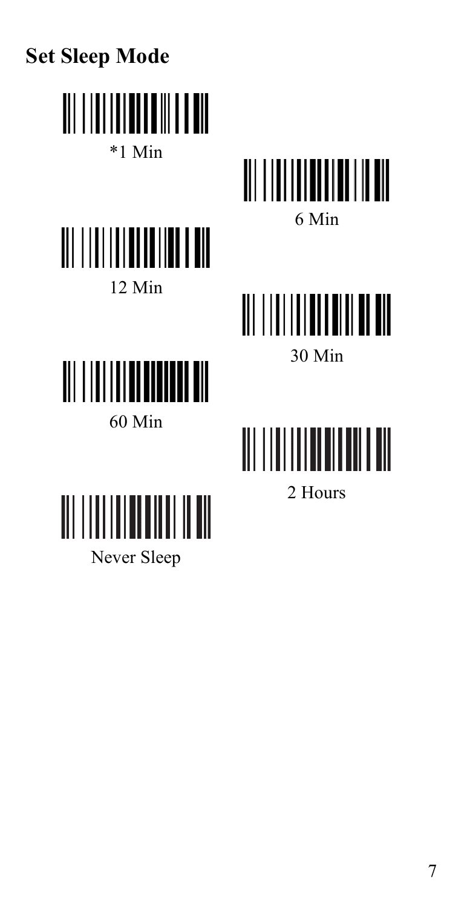## Set Sleep Mode

*1 Min

6 Min

12 Min

30 Min

60 Min

2 Hours

Never Sleep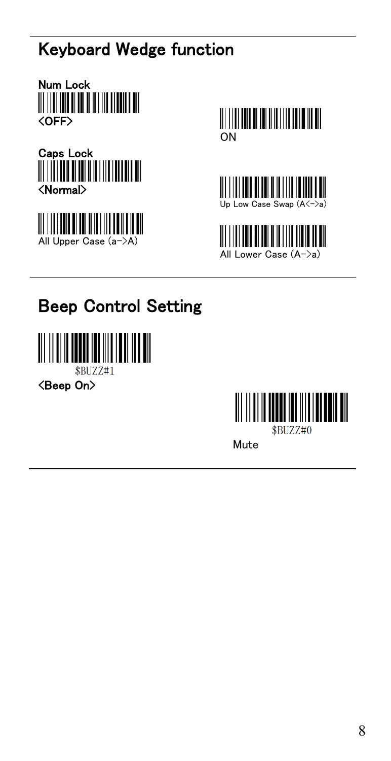## Keyboard Wedge function

**Num Lock**

**<OFF>**

ON

**Caps Lock**

**<Normal>**

Up Low Case Swap (A<->a)

All Upper Case (a->A)

All Lower Case (A->a)

## Beep Control Setting

$BUZZ#1

**<Beep On>**

$BUZZ#0

Mute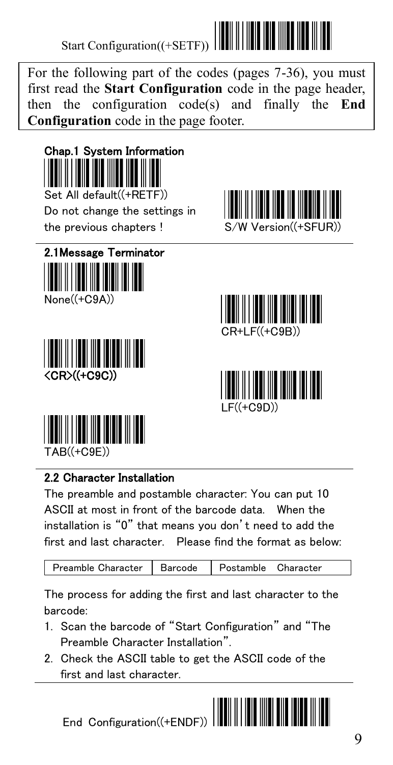Start Configuration((+SETF))

For the following part of the codes (pages 7-36), you must first read the **Start Configuration** code in the page header, then the configuration code(s) and finally the **End Configuration** code in the page footer.

## Chap.1 System Information

Set All default((+RETF))

Do not change the settings in the previous chapters !

S/W Version((+SFUR))

## 2.1Message Terminator

None((+C9A))

CR+LF((+C9B))

<CR>((+C9C))

LF((+C9D))

TAB((+C9E))

## 2.2 Character Installation

The preamble and postamble character: You can put 10 ASCII at most in front of the barcode data. When the installation is "0" that means you don't need to add the first and last character. Please find the format as below:

| Preamble Character | Barcode | Postamble Character |
|---|---|---|

The process for adding the first and last character to the barcode:

1. Scan the barcode of "Start Configuration" and "The Preamble Character Installation".
2. Check the ASCII table to get the ASCII code of the first and last character.

End Configuration((+ENDF))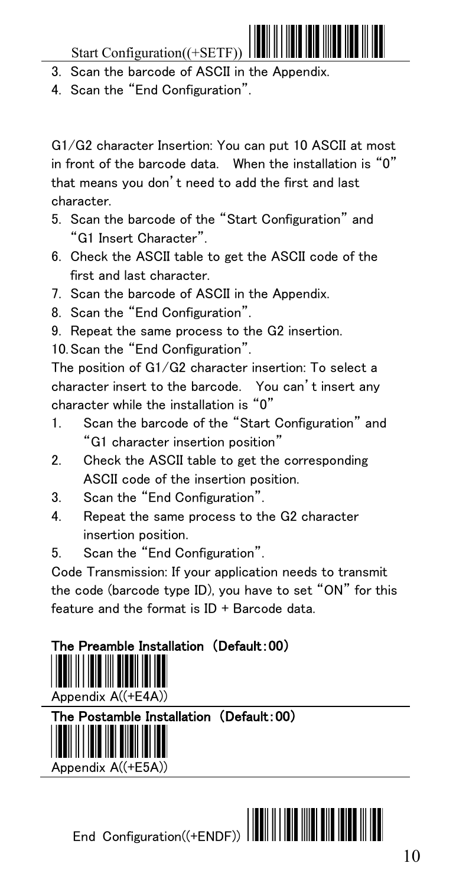Start Configuration((+SETF))

3. Scan the barcode of ASCII in the Appendix.
4. Scan the "End Configuration".

G1/G2 character Insertion: You can put 10 ASCII at most in front of the barcode data. When the installation is "0" that means you don't need to add the first and last character.

5. Scan the barcode of the "Start Configuration" and "G1 Insert Character".
6. Check the ASCII table to get the ASCII code of the first and last character.
7. Scan the barcode of ASCII in the Appendix.
8. Scan the "End Configuration".
9. Repeat the same process to the G2 insertion.
10. Scan the "End Configuration".

The position of G1/G2 character insertion: To select a character insert to the barcode. You can't insert any character while the installation is "0"

1. Scan the barcode of the "Start Configuration" and "G1 character insertion position"
2. Check the ASCII table to get the corresponding ASCII code of the insertion position.
3. Scan the "End Configuration".
4. Repeat the same process to the G2 character insertion position.
5. Scan the "End Configuration".

Code Transmission: If your application needs to transmit the code (barcode type ID), you have to set "ON" for this feature and the format is ID + Barcode data.

**The Preamble Installation（Default:00）**

Appendix A((+E4A))

**The Postamble Installation（Default:00）**

Appendix A((+E5A))

End Configuration((+ENDF))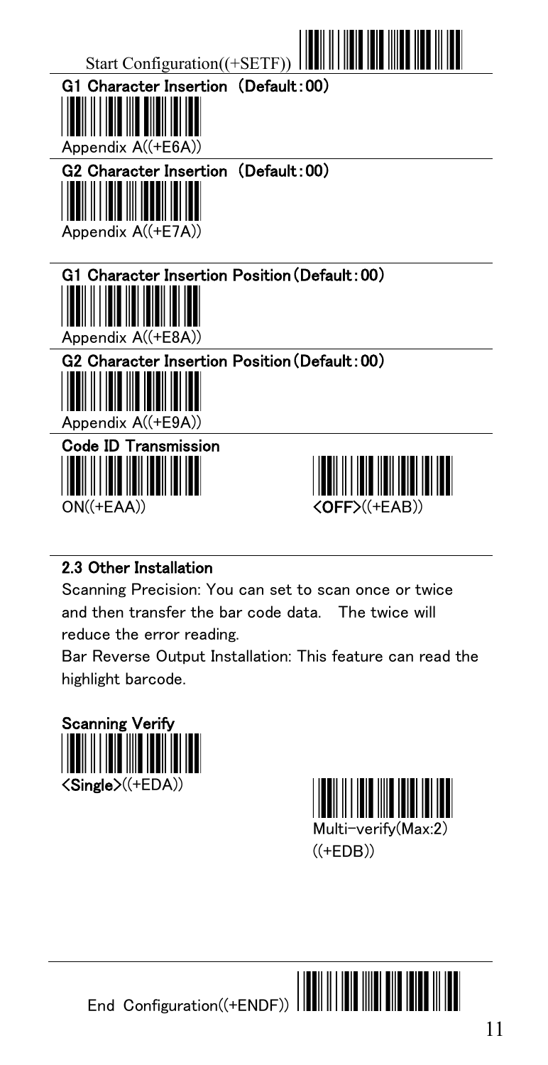Start Configuration((+SETF))

**G1 Character Insertion（Default:00)**

Appendix A((+E6A))

**G2 Character Insertion（Default:00)**

Appendix A((+E7A))

**G1 Character Insertion Position(Default:00)**

Appendix A((+E8A))

**G2 Character Insertion Position(Default:00)**

Appendix A((+E9A))

**Code ID Transmission**

ON((+EAA)) **<OFF>**((+EAB))

## 2.3 Other Installation

Scanning Precision: You can set to scan once or twice and then transfer the bar code data. The twice will reduce the error reading.

Bar Reverse Output Installation: This feature can read the highlight barcode.

**Scanning Verify**

**<Single>**((+EDA)) Multi-verify(Max:2) ((+EDB))

End Configuration((+ENDF))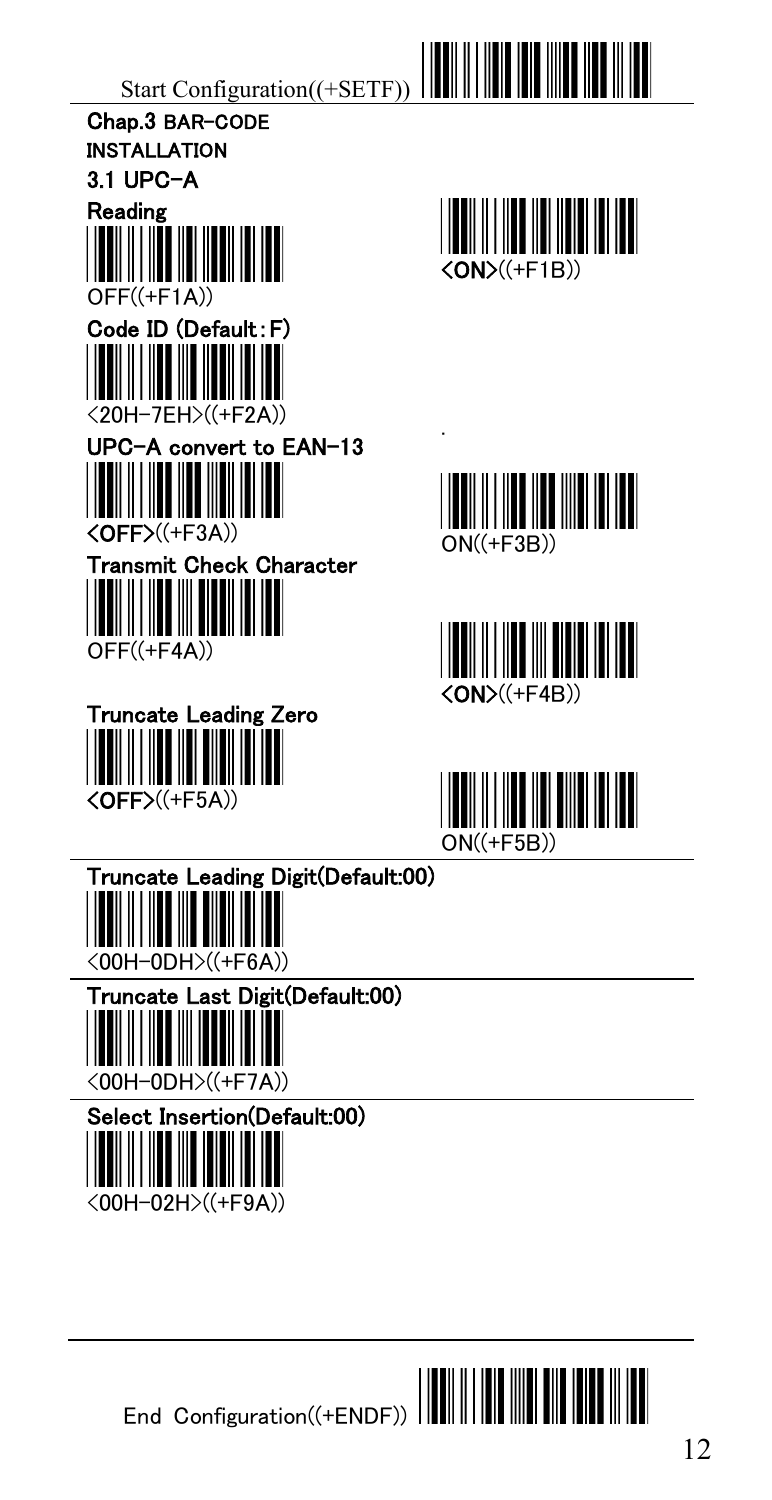Start Configuration((+SETF))

## Chap.3 BAR-CODE INSTALLATION

### 3.1 UPC-A

**Reading**

OFF((+F1A))

<ON>((+F1B))

**Code ID (Default：F)**

<20H-7EH>((+F2A))

**UPC-A convert to EAN-13**

<OFF>((+F3A))

ON((+F3B))

**Transmit Check Character**

OFF((+F4A))

<ON>((+F4B))

**Truncate Leading Zero**

<OFF>((+F5A))

ON((+F5B))

**Truncate Leading Digit(Default:00)**

<00H-0DH>((+F6A))

**Truncate Last Digit(Default:00)**

<00H-0DH>((+F7A))

**Select Insertion(Default:00)**

<00H-02H>((+F9A))

End Configuration((+ENDF))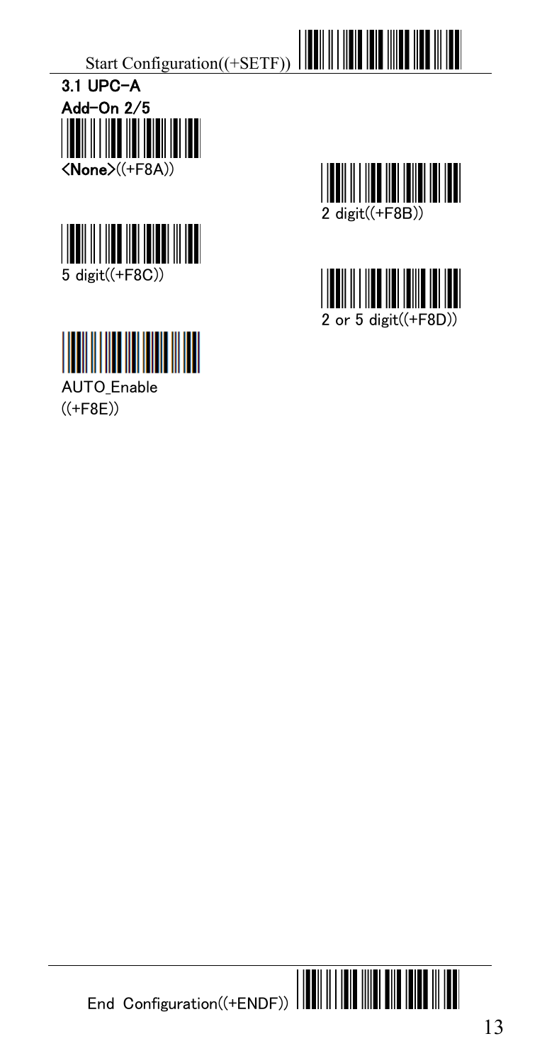Start Configuration((+SETF))

### 3.1 UPC-A

**Add-On 2/5**

<None>((+F8A))

2 digit((+F8B))

5 digit((+F8C))

2 or 5 digit((+F8D))

AUTO_Enable ((+F8E))

End Configuration((+ENDF))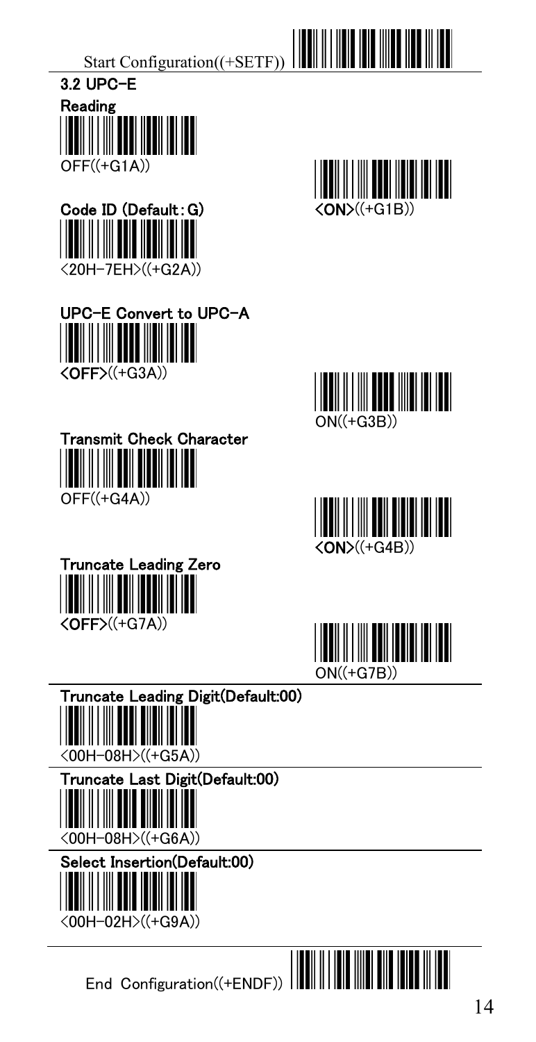Start Configuration((+SETF))

## 3.2 UPC-E

### Reading

OFF((+G1A))

<ON>((+G1B))

### Code ID (Default: G)

<20H-7EH>((+G2A))

### UPC-E Convert to UPC-A

<OFF>((+G3A))

ON((+G3B))

### Transmit Check Character

OFF((+G4A))

<ON>((+G4B))

### Truncate Leading Zero

<OFF>((+G7A))

ON((+G7B))

### Truncate Leading Digit(Default:00)

<00H-08H>((+G5A))

### Truncate Last Digit(Default:00)

<00H-08H>((+G6A))

### Select Insertion(Default:00)

<00H-02H>((+G9A))

End Configuration((+ENDF))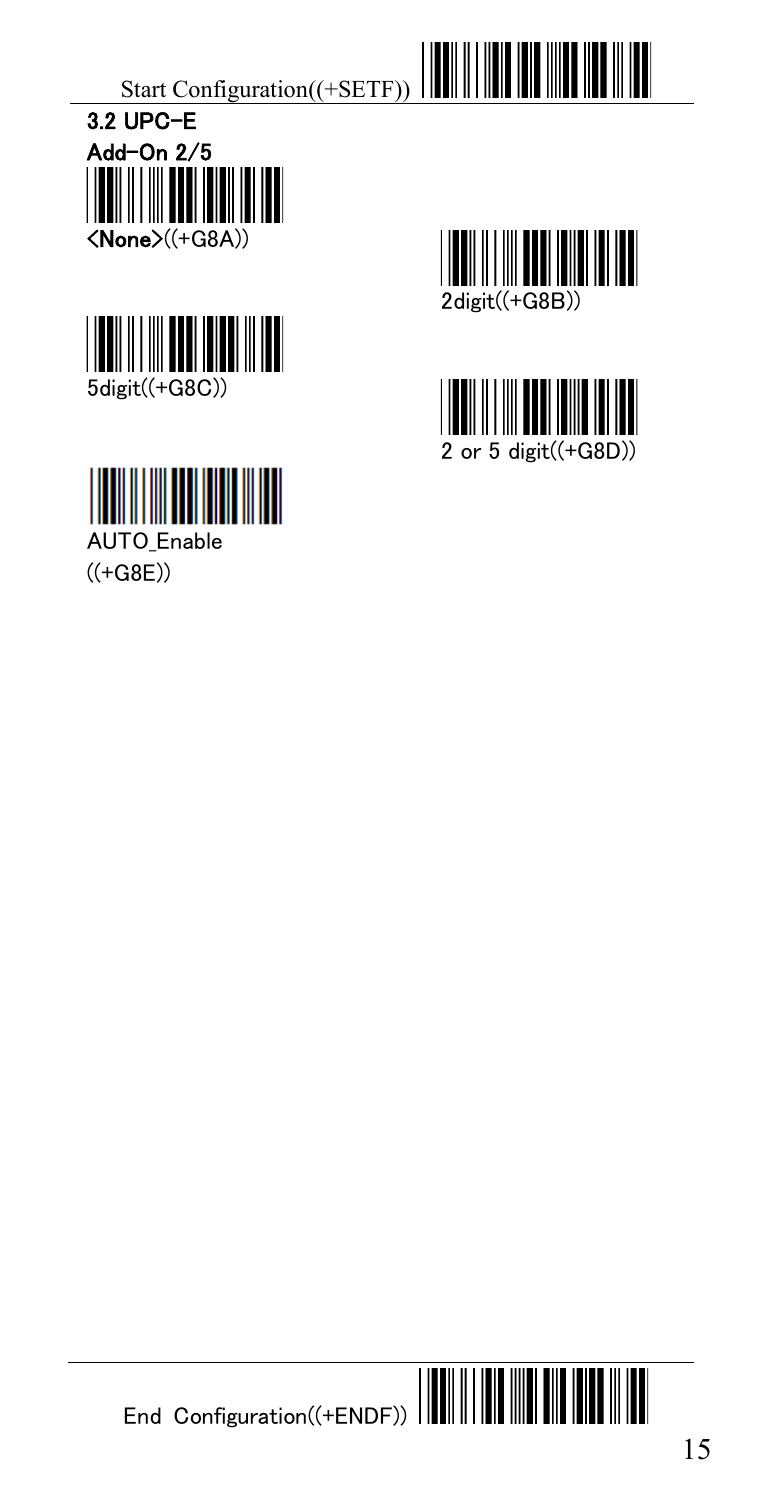Start Configuration((+SETF))

## 3.2 UPC-E

### Add-On 2/5

<None>((+G8A))

2digit((+G8B))

5digit((+G8C))

2 or 5 digit((+G8D))

AUTO_Enable ((+G8E))

End Configuration((+ENDF))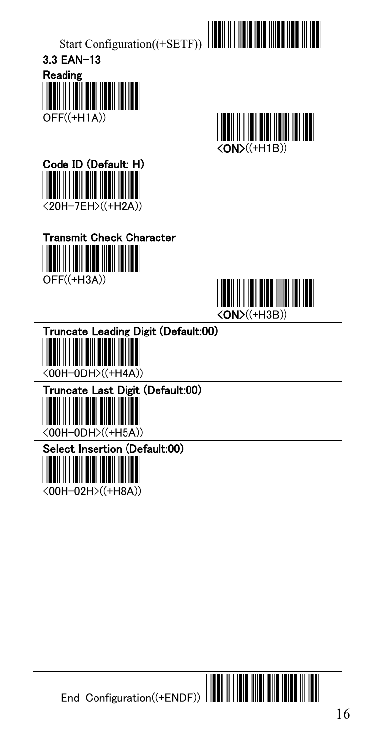Start Configuration((+SETF))

## 3.3 EAN-13

**Reading**

OFF((+H1A))

<ON>((+H1B))

**Code ID (Default: H)**

<20H-7EH>((+H2A))

**Transmit Check Character**

OFF((+H3A))

<ON>((+H3B))

**Truncate Leading Digit (Default:00)**

<00H-0DH>((+H4A))

**Truncate Last Digit (Default:00)**

<00H-0DH>((+H5A))

**Select Insertion (Default:00)**

<00H-02H>((+H8A))

End Configuration((+ENDF))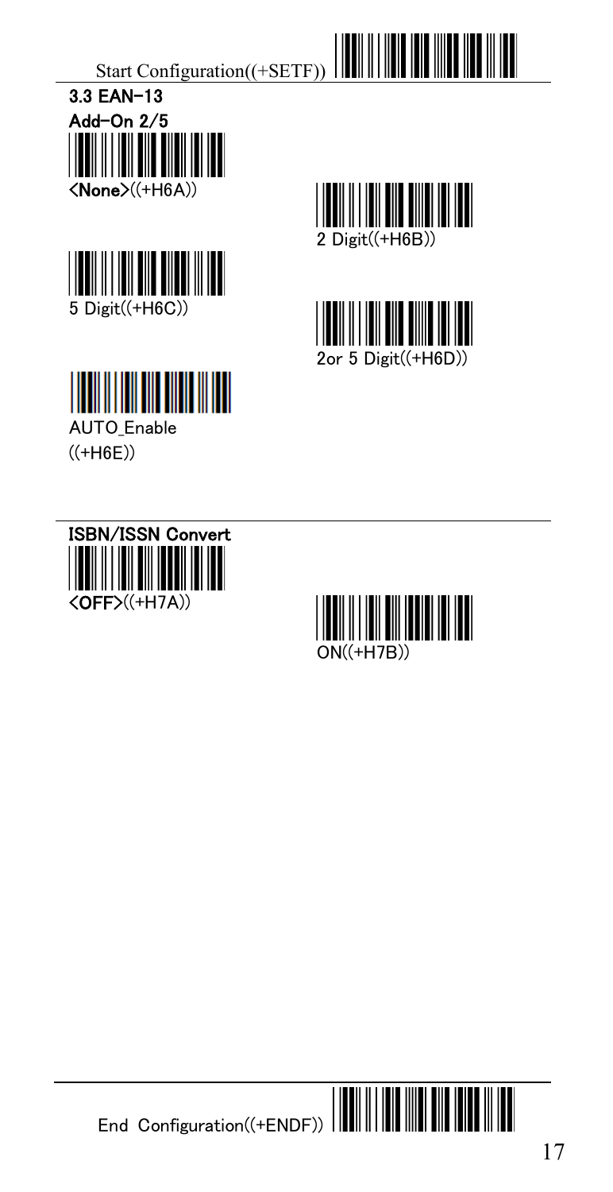Start Configuration((+SETF))

### 3.3 EAN-13

**Add-On 2/5**

<None>((+H6A))

2 Digit((+H6B))

5 Digit((+H6C))

2or 5 Digit((+H6D))

AUTO_Enable ((+H6E))

**ISBN/ISSN Convert**

<OFF>((+H7A))

ON((+H7B))

End Configuration((+ENDF))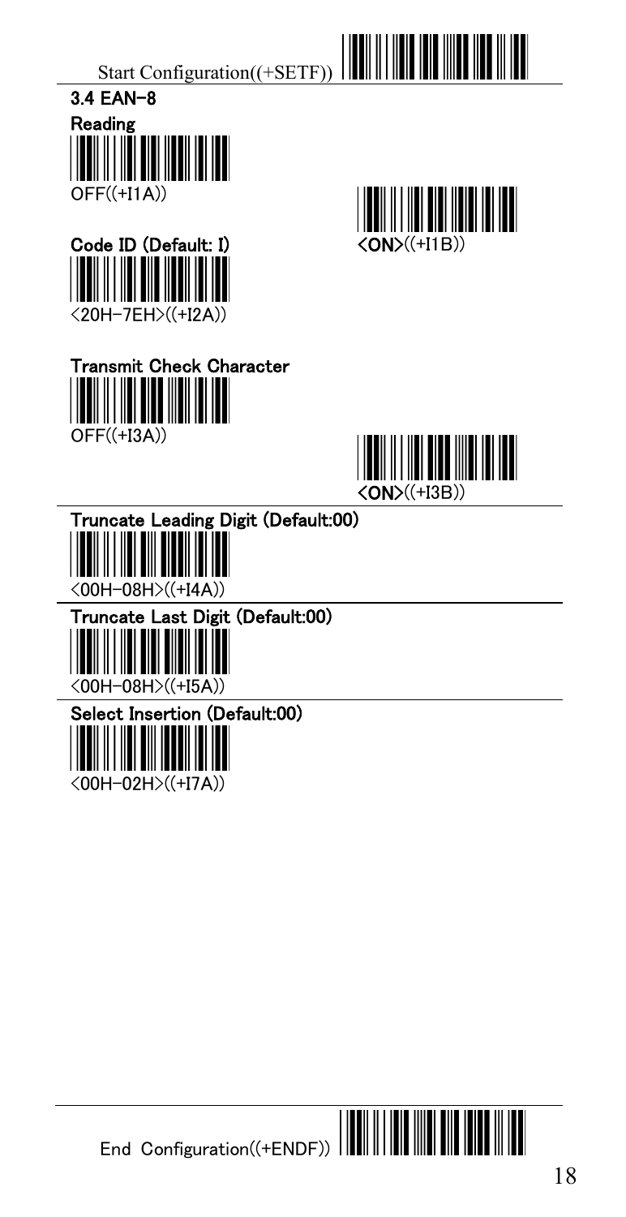Start Configuration((+SETF))

## 3.4 EAN-8

**Reading**

OFF((+I1A))

<ON>((+I1B))

**Code ID (Default: I)**

<20H-7EH>((+I2A))

**Transmit Check Character**

OFF((+I3A))

<ON>((+I3B))

**Truncate Leading Digit (Default:00)**

<00H-08H>((+I4A))

**Truncate Last Digit (Default:00)**

<00H-08H>((+I5A))

**Select Insertion (Default:00)**

<00H-02H>((+I7A))

End Configuration((+ENDF))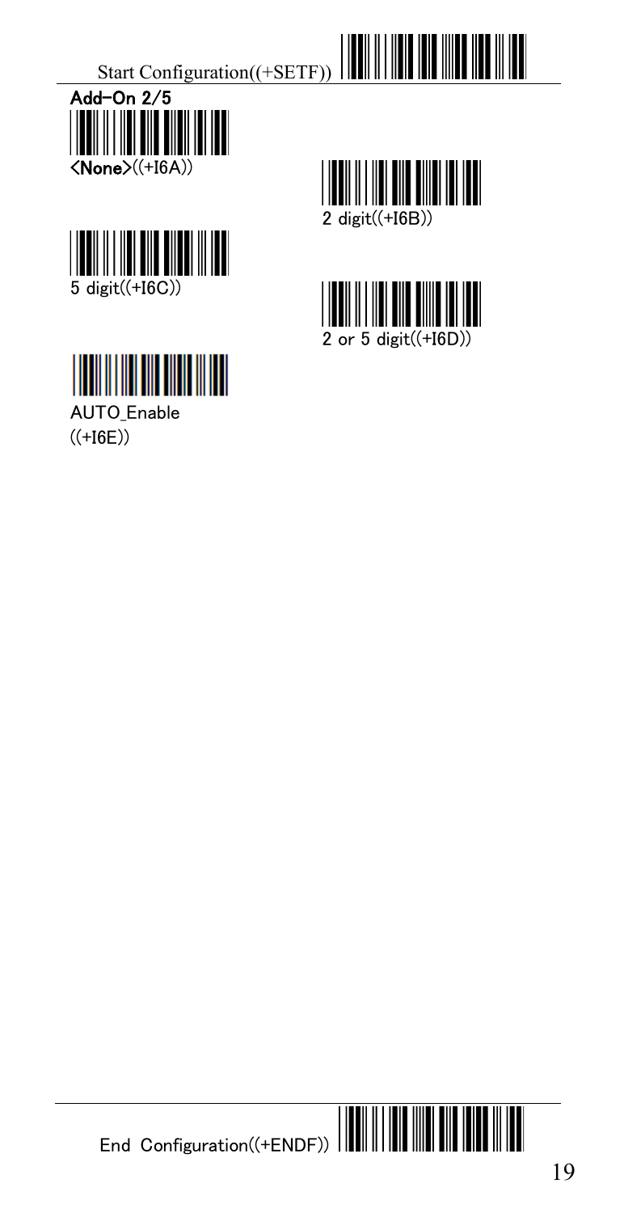Start Configuration((+SETF))

## Add-On 2/5

<None>((+I6A))

2 digit((+I6B))

5 digit((+I6C))

2 or 5 digit((+I6D))

AUTO_Enable ((+I6E))

End Configuration((+ENDF))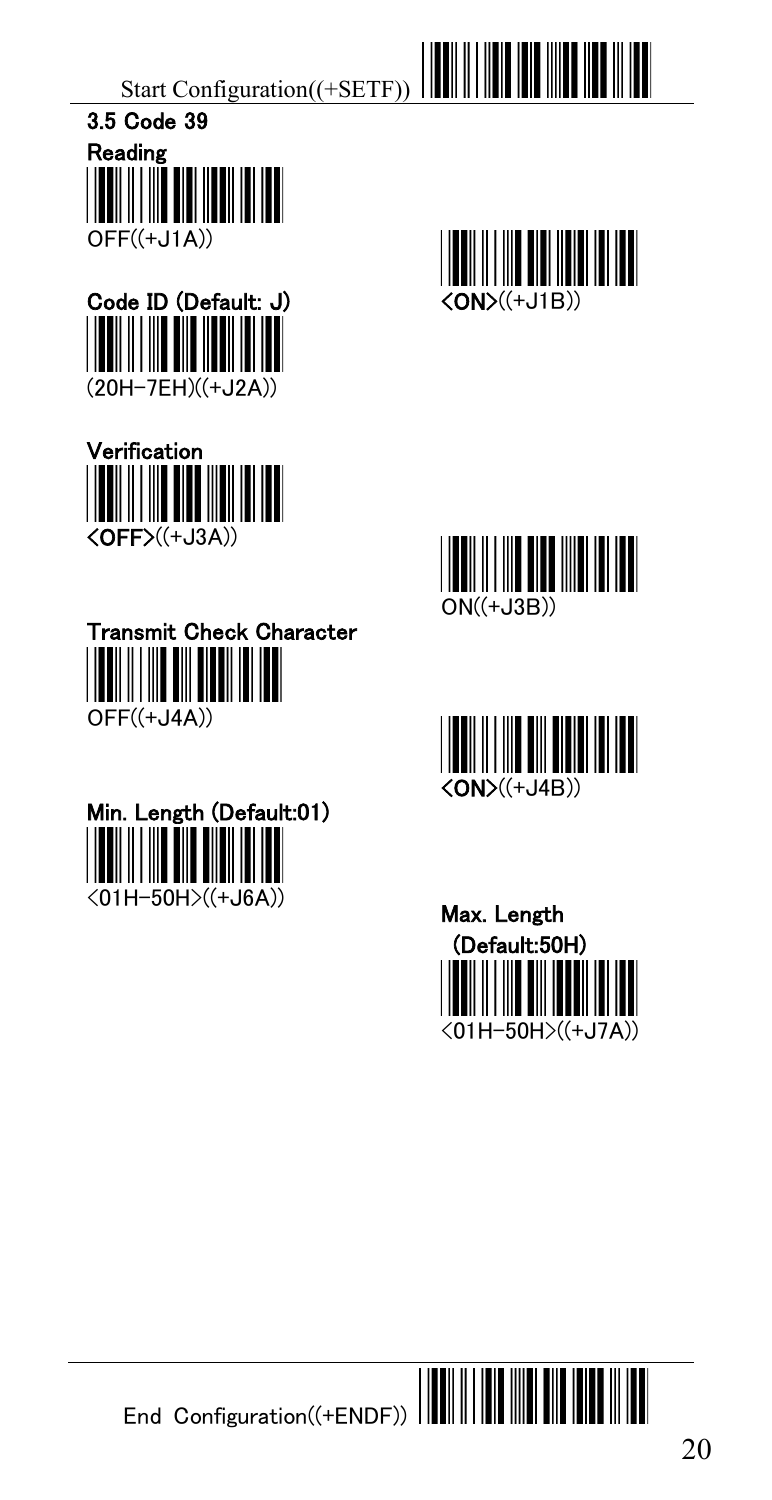Start Configuration((+SETF))

### 3.5 Code 39

**Reading**

OFF((+J1A))

<ON>((+J1B))

**Code ID (Default: J)**

(20H-7EH)((+J2A))

**Verification**

<OFF>((+J3A))

ON((+J3B))

**Transmit Check Character**

OFF((+J4A))

<ON>((+J4B))

**Min. Length (Default:01)**

<01H-50H>((+J6A))

**Max. Length (Default:50H)**

<01H-50H>((+J7A))

End Configuration((+ENDF))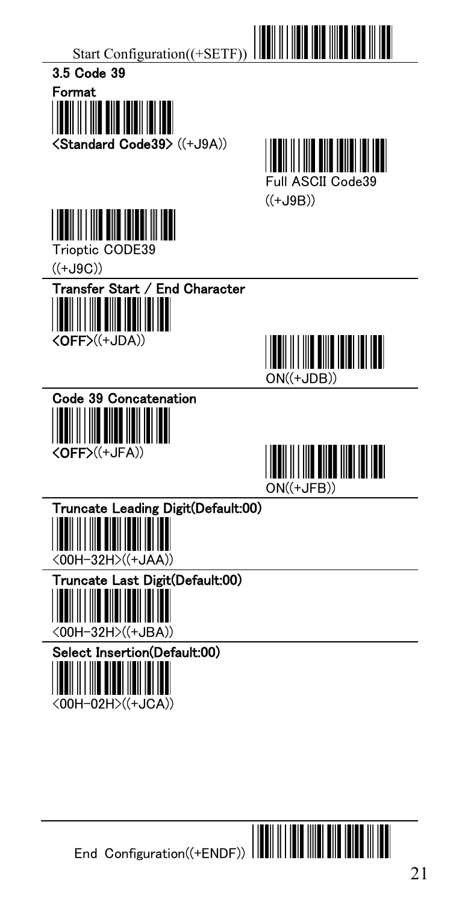Start Configuration((+SETF))

### 3.5 Code 39

**Format**

<Standard Code39> ((+J9A))

Full ASCII Code39 ((+J9B))

Trioptic CODE39 ((+J9C))

**Transfer Start / End Character**

<OFF>((+JDA))

ON((+JDB))

**Code 39 Concatenation**

<OFF>((+JFA))

ON((+JFB))

**Truncate Leading Digit(Default:00)**

<00H-32H>((+JAA))

**Truncate Last Digit(Default:00)**

<00H-32H>((+JBA))

**Select Insertion(Default:00)**

<00H-02H>((+JCA))

End Configuration((+ENDF))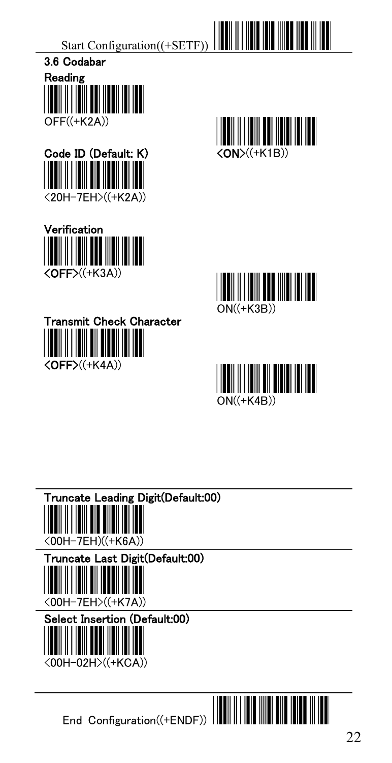Start Configuration((+SETF))

### 3.6 Codabar

**Reading**

OFF((+K2A))

<ON>((+K1B))

**Code ID (Default: K)**

<20H-7EH>((+K2A))

**Verification**

<OFF>((+K3A))

ON((+K3B))

**Transmit Check Character**

<OFF>((+K4A))

ON((+K4B))

**Truncate Leading Digit(Default:00)**

<00H-7EH)((+K6A))

**Truncate Last Digit(Default:00)**

<00H-7EH>((+K7A))

**Select Insertion (Default:00)**

<00H-02H>((+KCA))

End Configuration((+ENDF))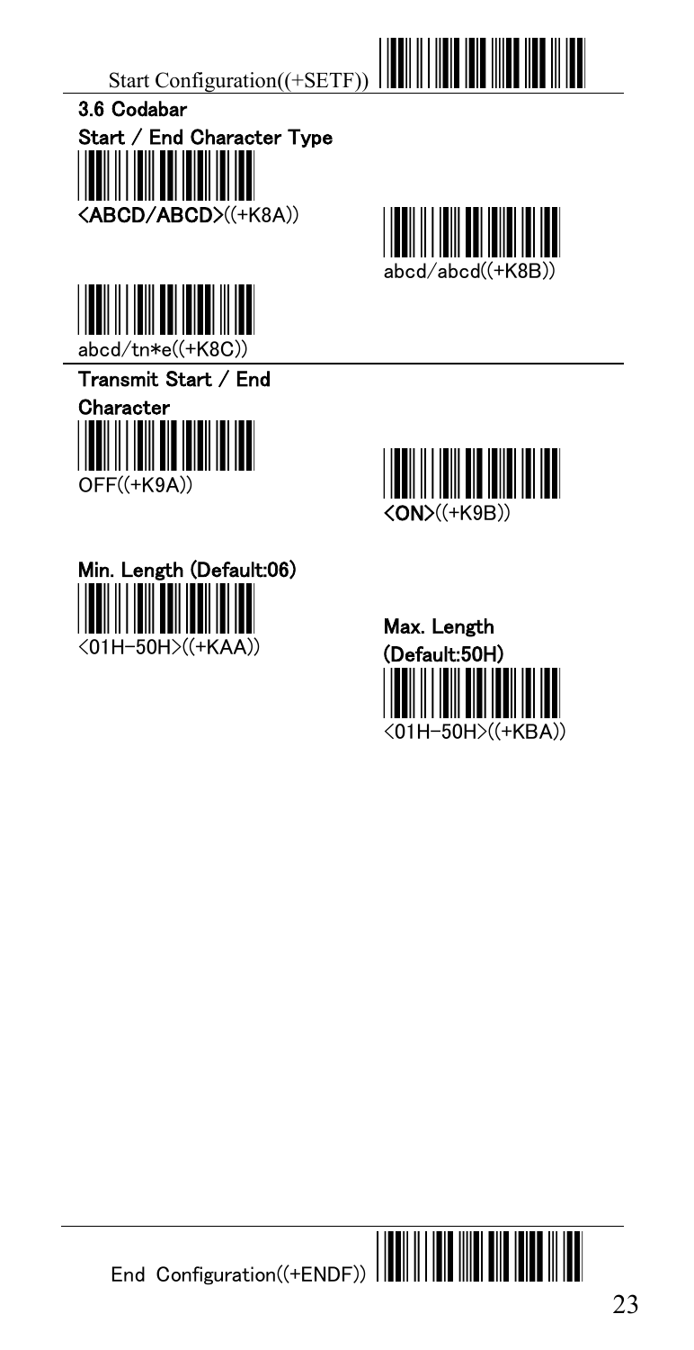Start Configuration((+SETF))

### 3.6 Codabar

**Start / End Character Type**

<ABCD/ABCD>((+K8A))

abcd/abcd((+K8B))

abcd/tn*e((+K8C))

**Transmit Start / End Character**

OFF((+K9A))

<ON>((+K9B))

**Min. Length (Default:06)**

<01H-50H>((+KAA))

**Max. Length (Default:50H)**

<01H-50H>((+KBA))

End Configuration((+ENDF))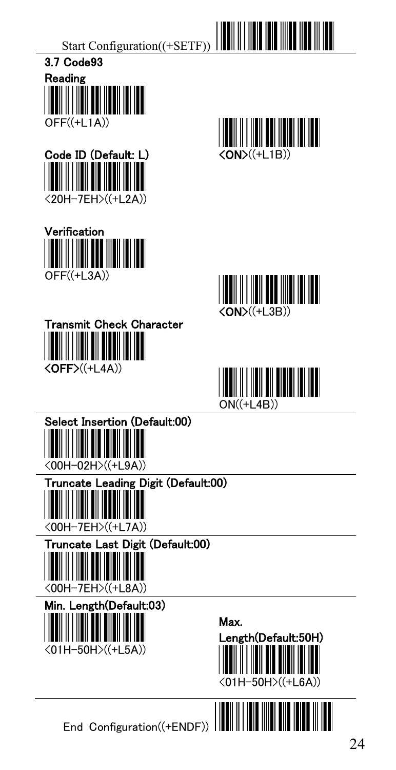Start Configuration((+SETF))

### 3.7 Code93

**Reading**

OFF((+L1A))

<ON>((+L1B))

**Code ID (Default: L)**

<20H-7EH>((+L2A))

**Verification**

OFF((+L3A))

<ON>((+L3B))

**Transmit Check Character**

<OFF>((+L4A))

ON((+L4B))

**Select Insertion (Default:00)**

<00H-02H>((+L9A))

**Truncate Leading Digit (Default:00)**

<00H-7EH>((+L7A))

**Truncate Last Digit (Default:00)**

<00H-7EH>((+L8A))

**Min. Length(Default:03)**

<01H-50H>((+L5A))

**Max. Length(Default:50H)**

<01H-50H>((+L6A))

End Configuration((+ENDF))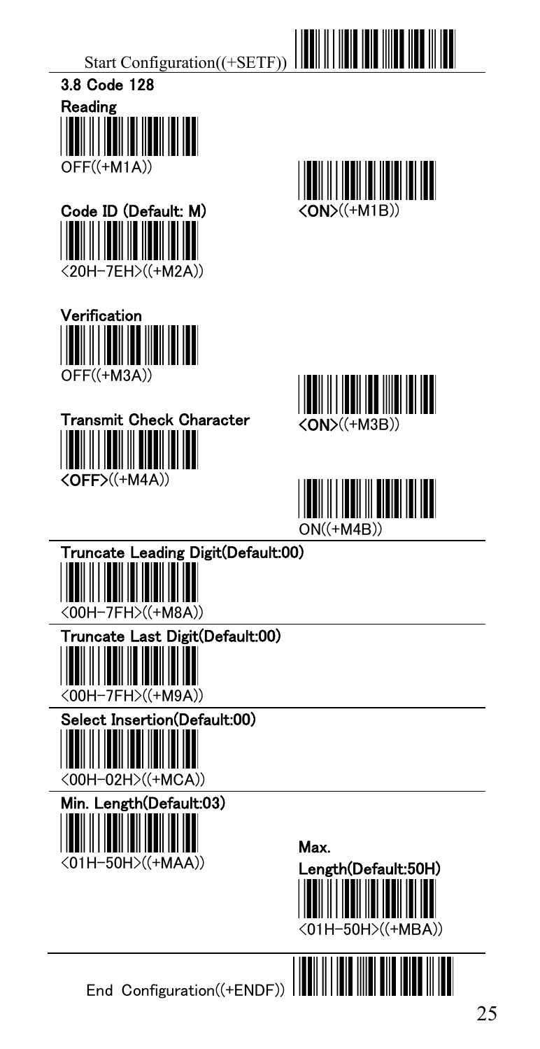Start Configuration((+SETF))

### 3.8 Code 128

**Reading**

OFF((+M1A))

<ON>((+M1B))

**Code ID (Default: M)**

<20H-7EH>((+M2A))

**Verification**

OFF((+M3A))

<ON>((+M3B))

**Transmit Check Character**

<OFF>((+M4A))

ON((+M4B))

**Truncate Leading Digit(Default:00)**

<00H-7FH>((+M8A))

**Truncate Last Digit(Default:00)**

<00H-7FH>((+M9A))

**Select Insertion(Default:00)**

<00H-02H>((+MCA))

**Min. Length(Default:03)**

<01H-50H>((+MAA))

**Max. Length(Default:50H)**

<01H-50H>((+MBA))

End Configuration((+ENDF))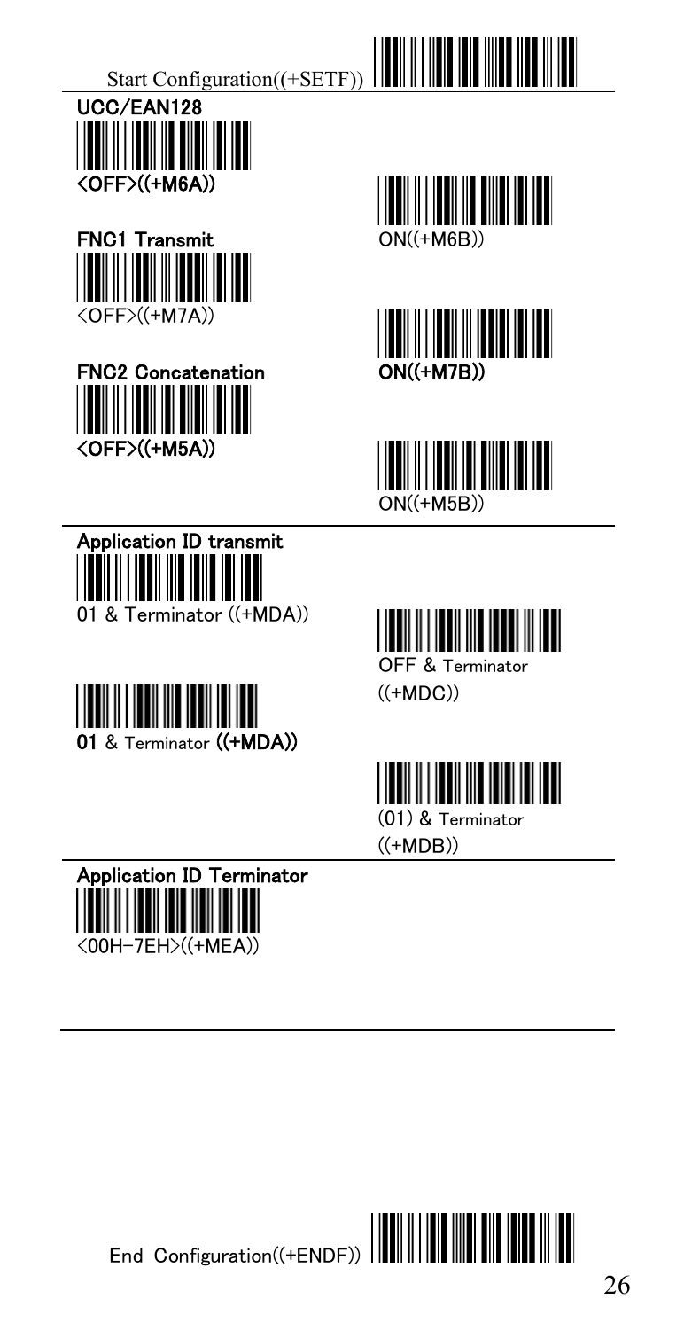Start Configuration((+SETF))

**UCC/EAN128**

**<OFF>((+M6A))**

ON((+M6B))

**FNC1 Transmit**

<OFF>((+M7A))

**ON((+M7B))**

**FNC2 Concatenation**

**<OFF>((+M5A))**

ON((+M5B))

**Application ID transmit**

01 & Terminator ((+MDA))

OFF & Terminator ((+MDC))

**01** & Terminator **((+MDA))**

(01) & Terminator ((+MDB))

**Application ID Terminator**

<00H-7EH>((+MEA))

End Configuration((+ENDF))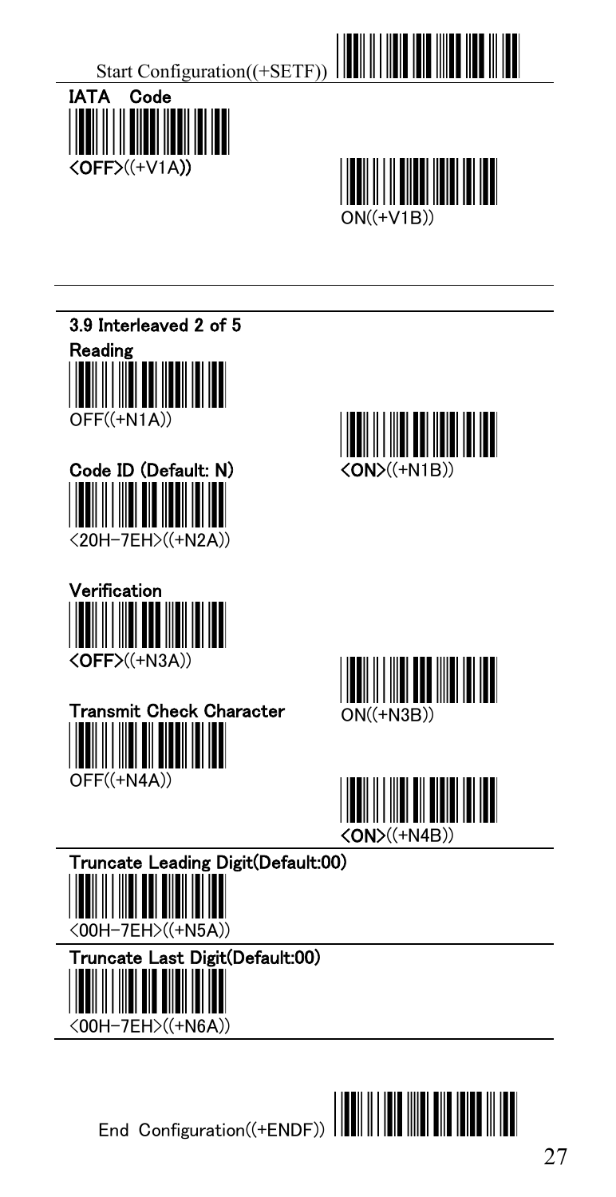Start Configuration((+SETF))

**IATA Code**

<OFF>((+V1A))

ON((+V1B))

## 3.9 Interleaved 2 of 5

**Reading**

OFF((+N1A))

<ON>((+N1B))

**Code ID (Default: N)**

<20H-7EH>((+N2A))

**Verification**

<OFF>((+N3A))

ON((+N3B))

**Transmit Check Character**

OFF((+N4A))

<ON>((+N4B))

**Truncate Leading Digit(Default:00)**

<00H-7EH>((+N5A))

**Truncate Last Digit(Default:00)**

<00H-7EH>((+N6A))

End Configuration((+ENDF))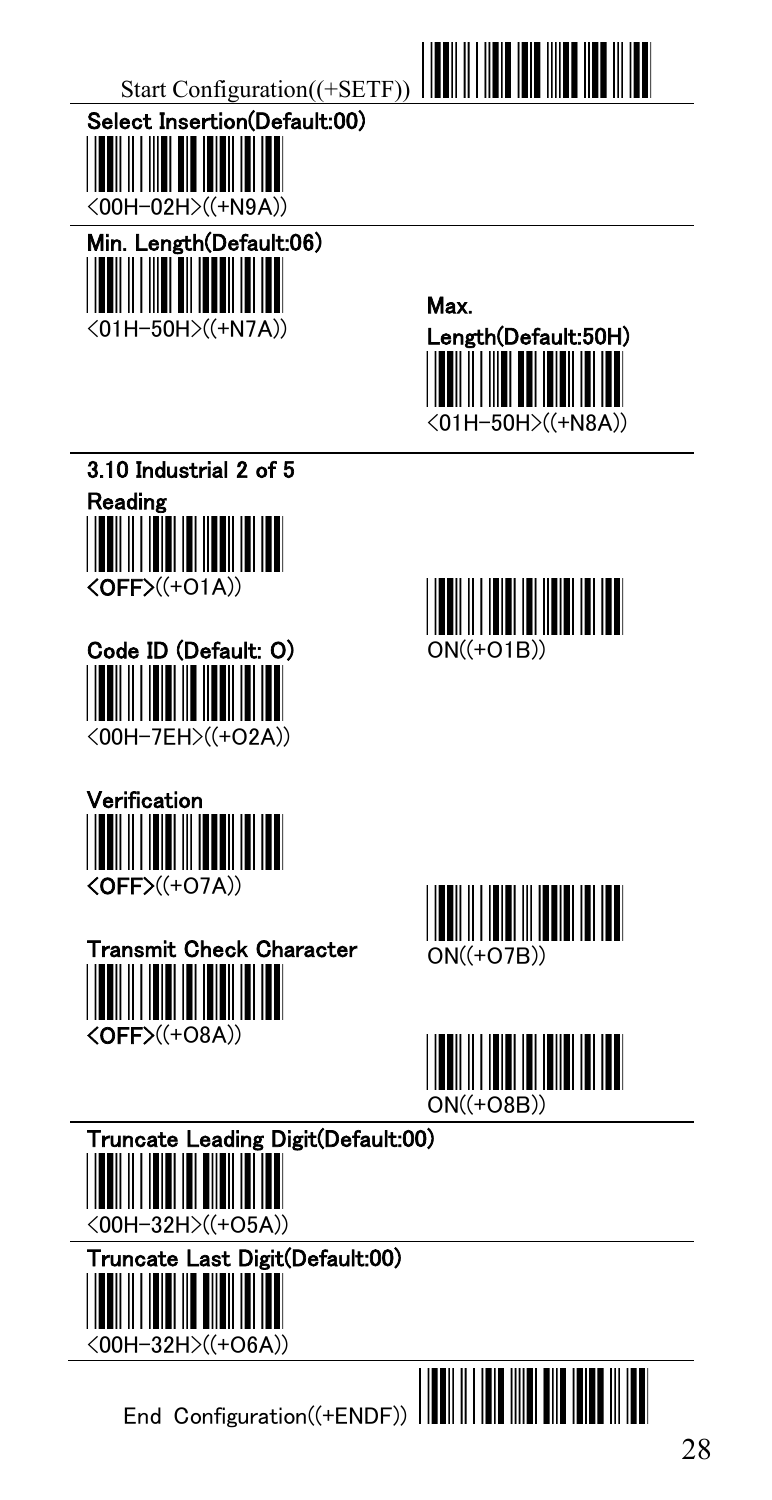Start Configuration((+SETF))

**Select Insertion(Default:00)**

<00H-02H>((+N9A))

**Min. Length(Default:06)**

<01H-50H>((+N7A))

**Max. Length(Default:50H)**

<01H-50H>((+N8A))

## 3.10 Industrial 2 of 5

**Reading**

<OFF>((+O1A))

ON((+O1B))

**Code ID (Default: O)**

<00H-7EH>((+O2A))

**Verification**

<OFF>((+O7A))

ON((+O7B))

**Transmit Check Character**

<OFF>((+O8A))

ON((+O8B))

**Truncate Leading Digit(Default:00)**

<00H-32H>((+O5A))

**Truncate Last Digit(Default:00)**

<00H-32H>((+O6A))

End Configuration((+ENDF))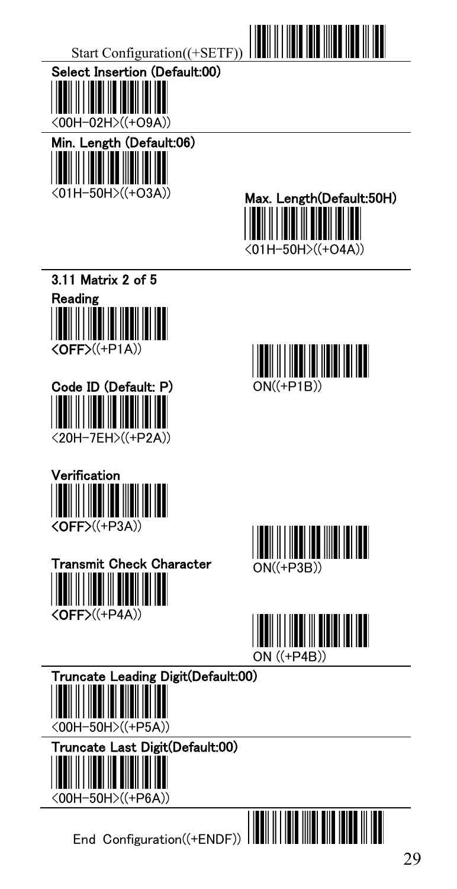Start Configuration((+SETF))

**Select Insertion (Default:00)**

<00H-02H>((+O9A))

**Min. Length (Default:06)**

<01H-50H>((+O3A))

**Max. Length(Default:50H)**

<01H-50H>((+O4A))

## 3.11 Matrix 2 of 5

**Reading**

**<OFF>**((+P1A))

ON((+P1B))

**Code ID (Default: P)**

<20H-7EH>((+P2A))

**Verification**

**<OFF>**((+P3A))

ON((+P3B))

**Transmit Check Character**

**<OFF>**((+P4A))

ON ((+P4B))

**Truncate Leading Digit(Default:00)**

<00H-50H>((+P5A))

**Truncate Last Digit(Default:00)**

<00H-50H>((+P6A))

End Configuration((+ENDF))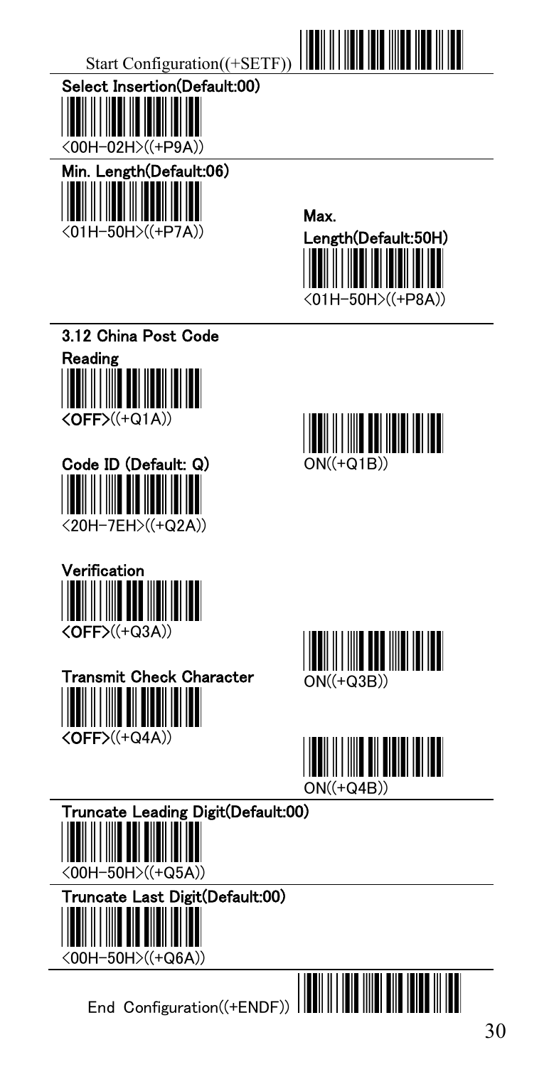Start Configuration((+SETF))

**Select Insertion(Default:00)**

<00H-02H>((+P9A))

**Min. Length(Default:06)**

<01H-50H>((+P7A))

**Max. Length(Default:50H)**

<01H-50H>((+P8A))

## 3.12 China Post Code

**Reading**

**<OFF>**((+Q1A))

ON((+Q1B))

**Code ID (Default: Q)**

<20H-7EH>((+Q2A))

**Verification**

**<OFF>**((+Q3A))

ON((+Q3B))

**Transmit Check Character**

**<OFF>**((+Q4A))

ON((+Q4B))

**Truncate Leading Digit(Default:00)**

<00H-50H>((+Q5A))

**Truncate Last Digit(Default:00)**

<00H-50H>((+Q6A))

End Configuration((+ENDF))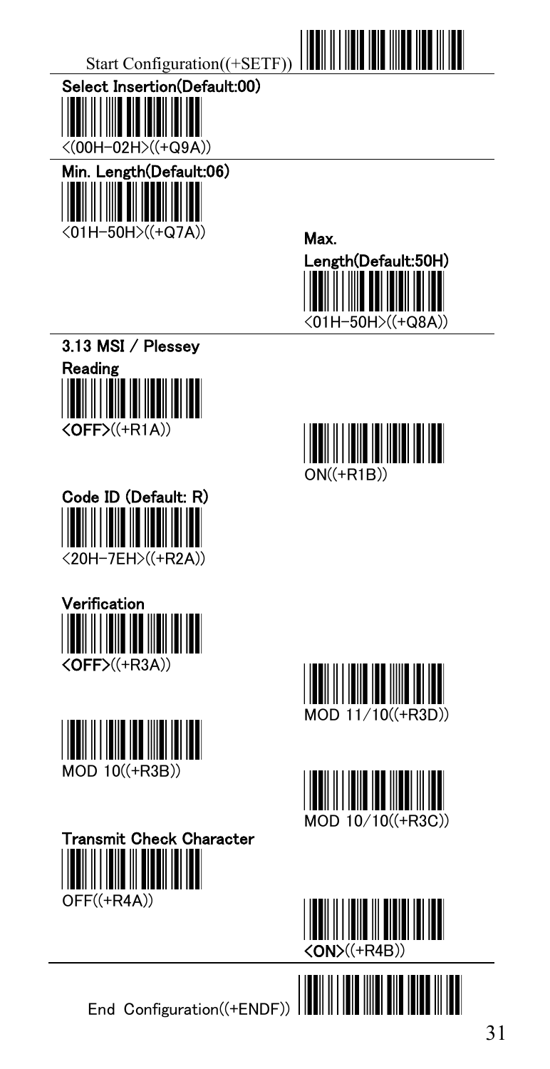Start Configuration((+SETF))

**Select Insertion(Default:00)**

<(00H–02H>((+Q9A))

**Min. Length(Default:06)**

<01H–50H>((+Q7A))

**Max. Length(Default:50H)**

<01H–50H>((+Q8A))

## 3.13 MSI / Plessey

**Reading**

**<OFF>**((+R1A))

ON((+R1B))

**Code ID (Default: R)**

<20H–7EH>((+R2A))

**Verification**

**<OFF>**((+R3A))

MOD 11/10((+R3D))

MOD 10((+R3B))

MOD 10/10((+R3C))

**Transmit Check Character**

OFF((+R4A))

**<ON>**((+R4B))

End Configuration((+ENDF))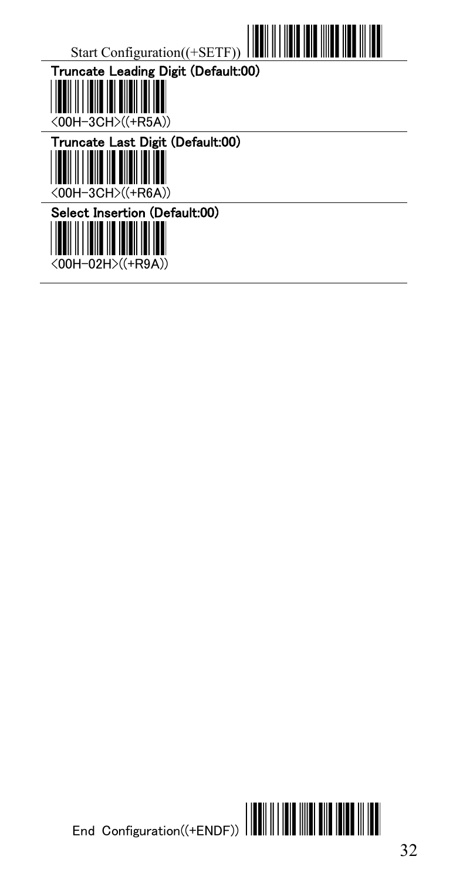Start Configuration((+SETF))

**Truncate Leading Digit (Default:00)**

<00H-3CH>((+R5A))

**Truncate Last Digit (Default:00)**

<00H-3CH>((+R6A))

**Select Insertion (Default:00)**

<00H-02H>((+R9A))

End Configuration((+ENDF))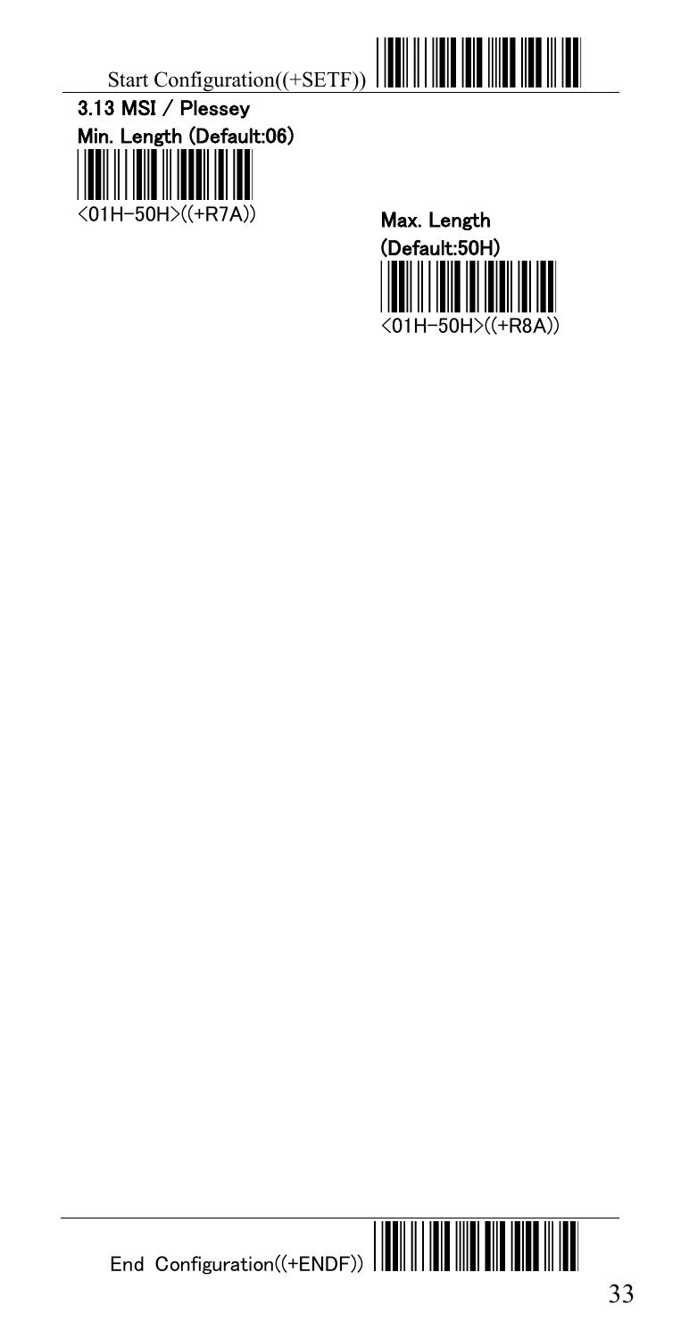Start Configuration((+SETF))

### 3.13 MSI / Plessey

**Min. Length (Default:06)**

<01H–50H>((+R7A))

**Max. Length (Default:50H)**

<01H–50H>((+R8A))

End Configuration((+ENDF))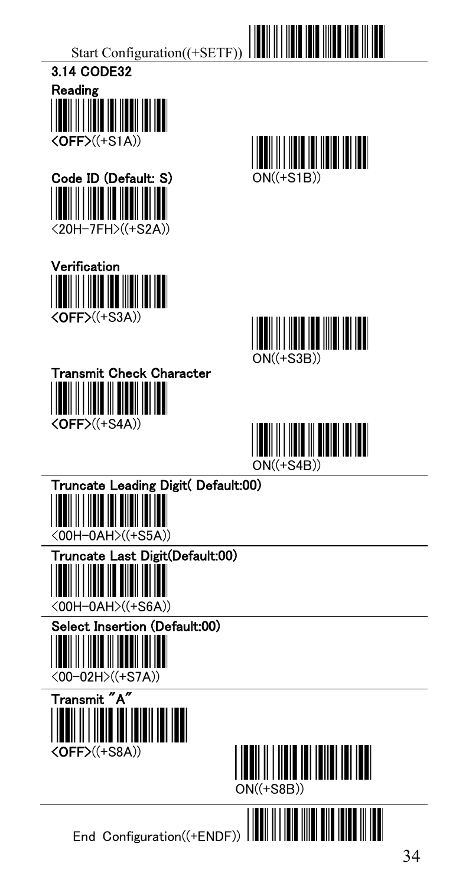Start Configuration((+SETF))

## 3.14 CODE32

**Reading**

**<OFF>**((+S1A))

ON((+S1B))

**Code ID (Default: S)**

<20H-7FH>((+S2A))

**Verification**

**<OFF>**((+S3A))

ON((+S3B))

**Transmit Check Character**

**<OFF>**((+S4A))

ON((+S4B))

**Truncate Leading Digit( Default:00)**

<00H-0AH>((+S5A))

**Truncate Last Digit(Default:00)**

<00H-0AH>((+S6A))

**Select Insertion (Default:00)**

<00-02H>((+S7A))

**Transmit "A"**

**<OFF>**((+S8A))

ON((+S8B))

End Configuration((+ENDF))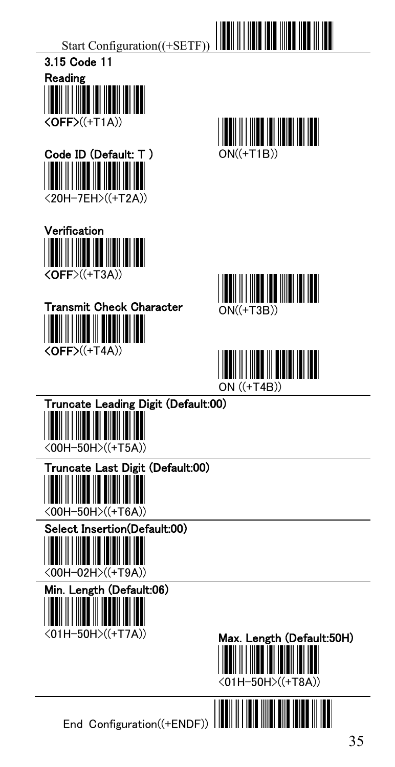Start Configuration((+SETF))

### 3.15 Code 11

**Reading**

**<OFF>**((+T1A))

ON((+T1B))

**Code ID (Default: T )**

<20H-7EH>((+T2A))

**Verification**

**<OFF>**((+T3A))

ON((+T3B))

**Transmit Check Character**

**<OFF>**((+T4A))

ON ((+T4B))

**Truncate Leading Digit (Default:00)**

<00H-50H>((+T5A))

**Truncate Last Digit (Default:00)**

<00H-50H>((+T6A))

**Select Insertion(Default:00)**

<00H-02H>((+T9A))

**Min. Length (Default:06)**

<01H-50H>((+T7A))

**Max. Length (Default:50H)**

<01H-50H>((+T8A))

End Configuration((+ENDF))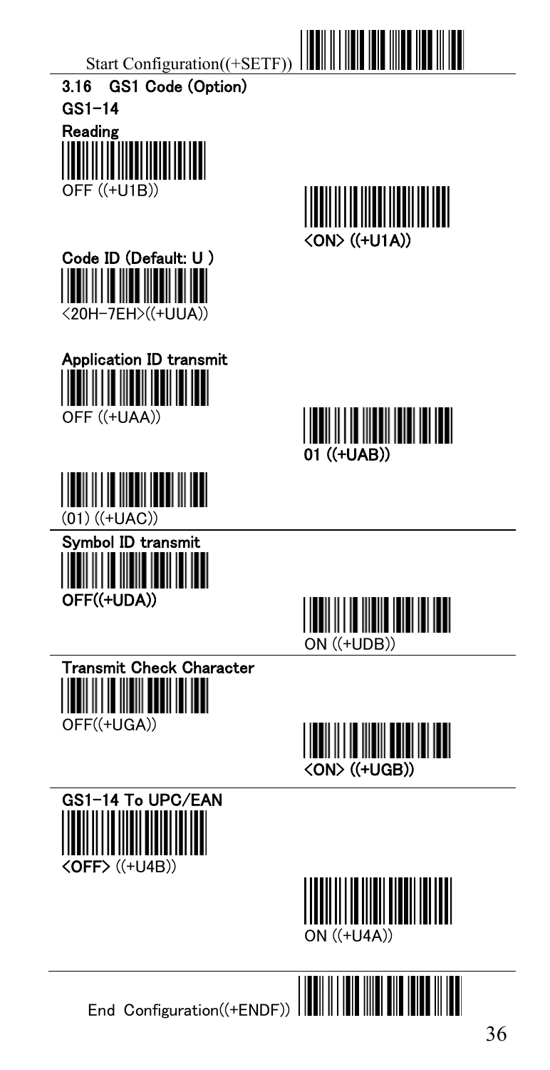Start Configuration((+SETF))

### 3.16 GS1 Code (Option)

#### GS1-14

**Reading**

OFF ((+U1B))

**<ON> ((+U1A))**

**Code ID (Default: U )**

<20H-7EH>((+UUA))

**Application ID transmit**

OFF ((+UAA))

**01 ((+UAB))**

(01) ((+UAC))

**Symbol ID transmit**

**OFF((+UDA))**

ON ((+UDB))

**Transmit Check Character**

OFF((+UGA))

**<ON> ((+UGB))**

**GS1-14 To UPC/EAN**

**<OFF>** ((+U4B))

ON ((+U4A))

End Configuration((+ENDF))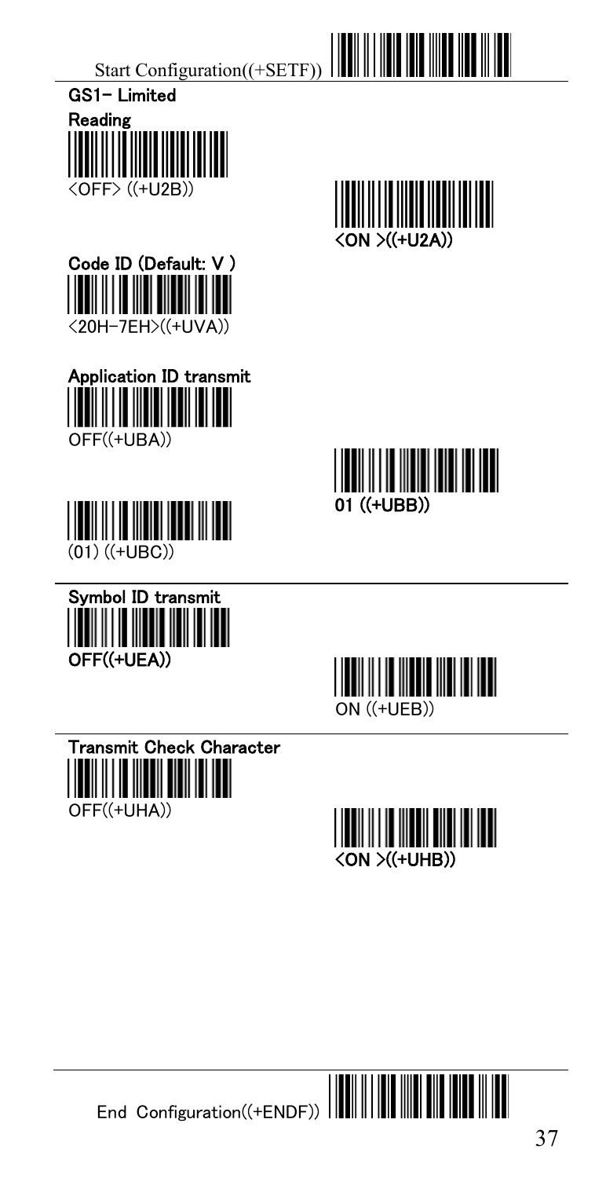Start Configuration((+SETF))

## GS1- Limited

### Reading

<OFF> ((+U2B))

<ON >((+U2A))

### Code ID (Default: V )

<20H-7EH>((+UVA))

### Application ID transmit

OFF((+UBA))

01 ((+UBB))

(01) ((+UBC))

### Symbol ID transmit

OFF((+UEA))

ON ((+UEB))

### Transmit Check Character

OFF((+UHA))

<ON >((+UHB))

End Configuration((+ENDF))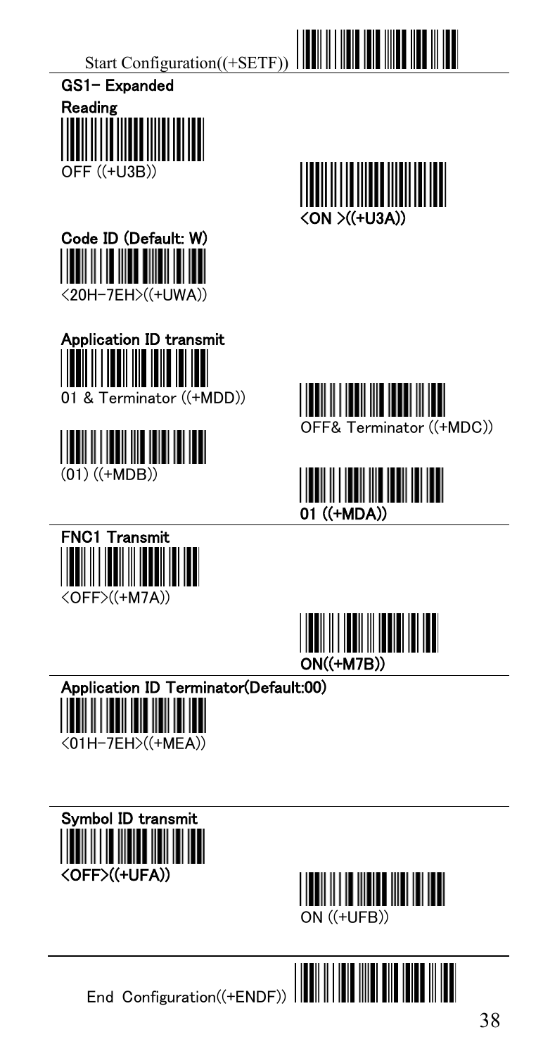Start Configuration((+SETF))

## GS1- Expanded

**Reading**

OFF ((+U3B))

**<ON >((+U3A))**

**Code ID (Default: W)**

<20H-7EH>((+UWA))

**Application ID transmit**

01 & Terminator ((+MDD))

OFF& Terminator ((+MDC))

(01) ((+MDB))

**01 ((+MDA))**

**FNC1 Transmit**

<OFF>((+M7A))

**ON((+M7B))**

**Application ID Terminator(Default:00)**

<01H-7EH>((+MEA))

**Symbol ID transmit**

**<OFF>((+UFA))**

ON ((+UFB))

End Configuration((+ENDF))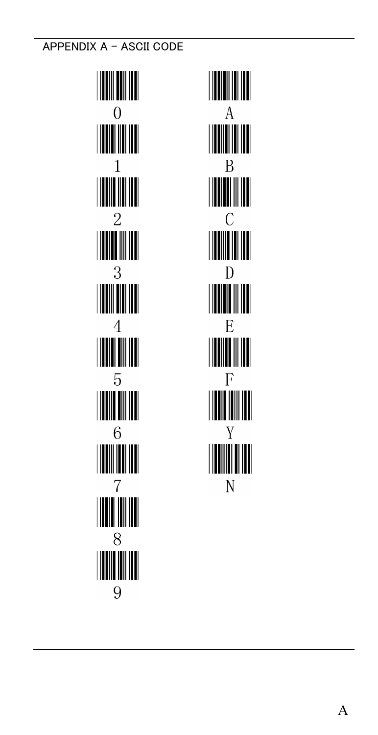## APPENDIX A – ASCII CODE

0

1

2

3

4

5

6

7

8

9

A

B

C

D

E

F

Y

N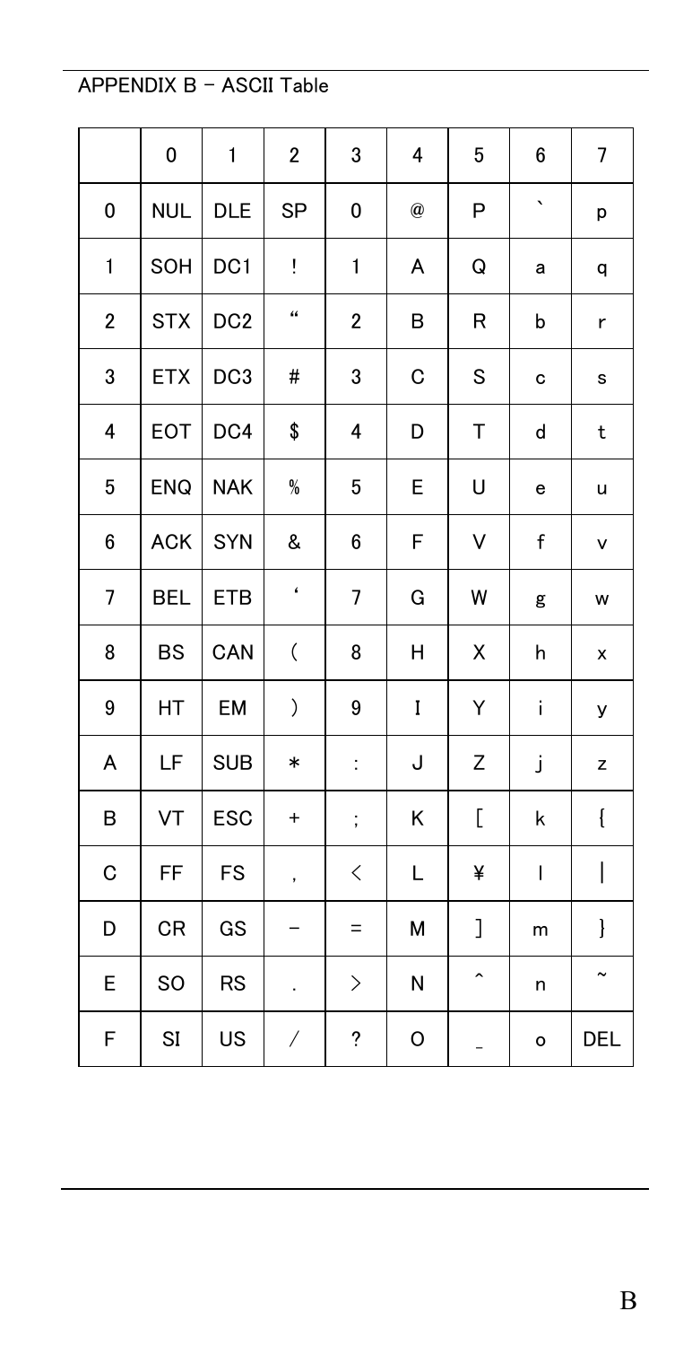## APPENDIX B – ASCII Table

| | 0 | 1 | 2 | 3 | 4 | 5 | 6 | 7 |
|---|---|---|---|---|---|---|---|---|
| 0 | NUL | DLE | SP | 0 | @ | P | ` | p |
| 1 | SOH | DC1 | ! | 1 | A | Q | a | q |
| 2 | STX | DC2 | “ | 2 | B | R | b | r |
| 3 | ETX | DC3 | # | 3 | C | S | c | s |
| 4 | EOT | DC4 | $ | 4 | D | T | d | t |
| 5 | ENQ | NAK | % | 5 | E | U | e | u |
| 6 | ACK | SYN | & | 6 | F | V | f | v |
| 7 | BEL | ETB | ‘ | 7 | G | W | g | w |
| 8 | BS | CAN | ( | 8 | H | X | h | x |
| 9 | HT | EM | ) | 9 | I | Y | i | y |
| A | LF | SUB | * | : | J | Z | j | z |
| B | VT | ESC | + | ; | K | [ | k | { |
| C | FF | FS | , | < | L | ¥ | l | \| |
| D | CR | GS | – | = | M | ] | m | } |
| E | SO | RS | . | > | N | ^ | n | ~ |
| F | SI | US | / | ? | O | _ | o | DEL |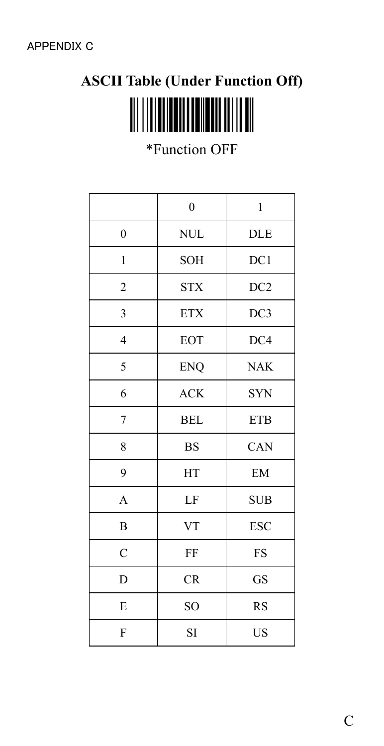APPENDIX C

## ASCII Table (Under Function Off)

*Function OFF

| | 0 | 1 |
|---|---|---|
| 0 | NUL | DLE |
| 1 | SOH | DC1 |
| 2 | STX | DC2 |
| 3 | ETX | DC3 |
| 4 | EOT | DC4 |
| 5 | ENQ | NAK |
| 6 | ACK | SYN |
| 7 | BEL | ETB |
| 8 | BS | CAN |
| 9 | HT | EM |
| A | LF | SUB |
| B | VT | ESC |
| C | FF | FS |
| D | CR | GS |
| E | SO | RS |
| F | SI | US |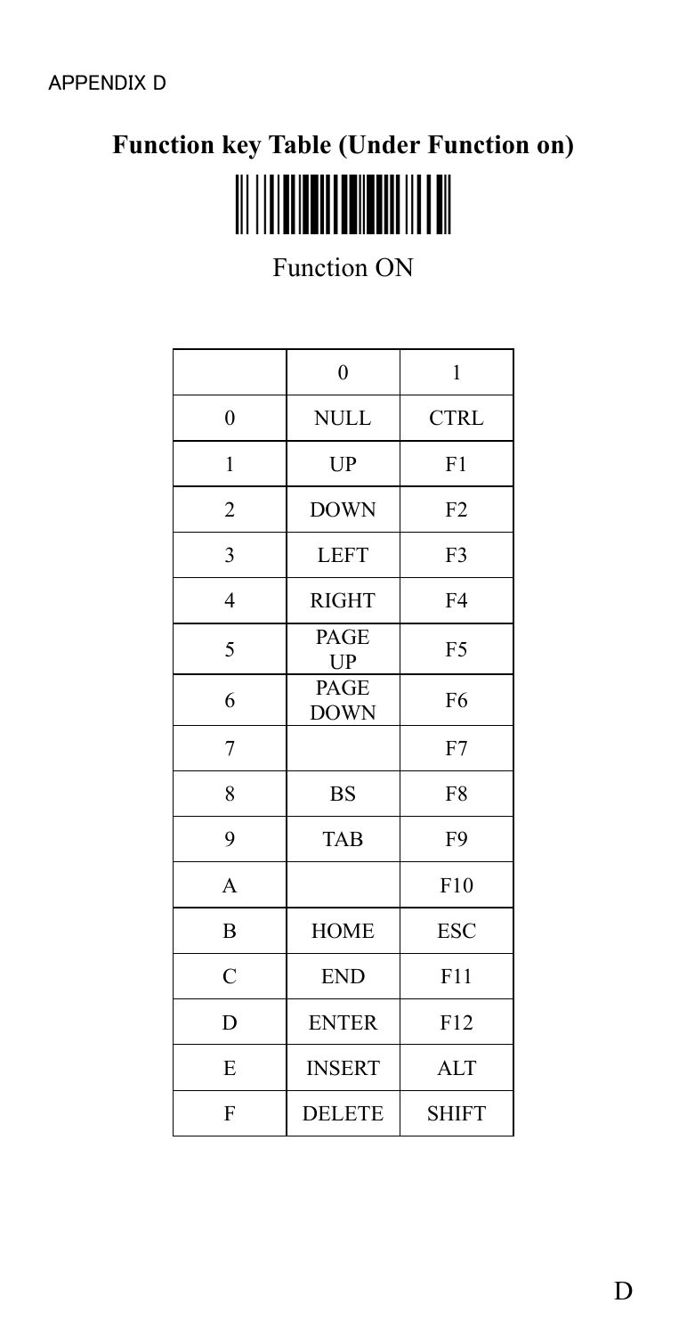APPENDIX D

# Function key Table (Under Function on)

Function ON

| | 0 | 1 |
|---|---|---|
| 0 | NULL | CTRL |
| 1 | UP | F1 |
| 2 | DOWN | F2 |
| 3 | LEFT | F3 |
| 4 | RIGHT | F4 |
| 5 | PAGE UP | F5 |
| 6 | PAGE DOWN | F6 |
| 7 | | F7 |
| 8 | BS | F8 |
| 9 | TAB | F9 |
| A | | F10 |
| B | HOME | ESC |
| C | END | F11 |
| D | ENTER | F12 |
| E | INSERT | ALT |
| F | DELETE | SHIFT |